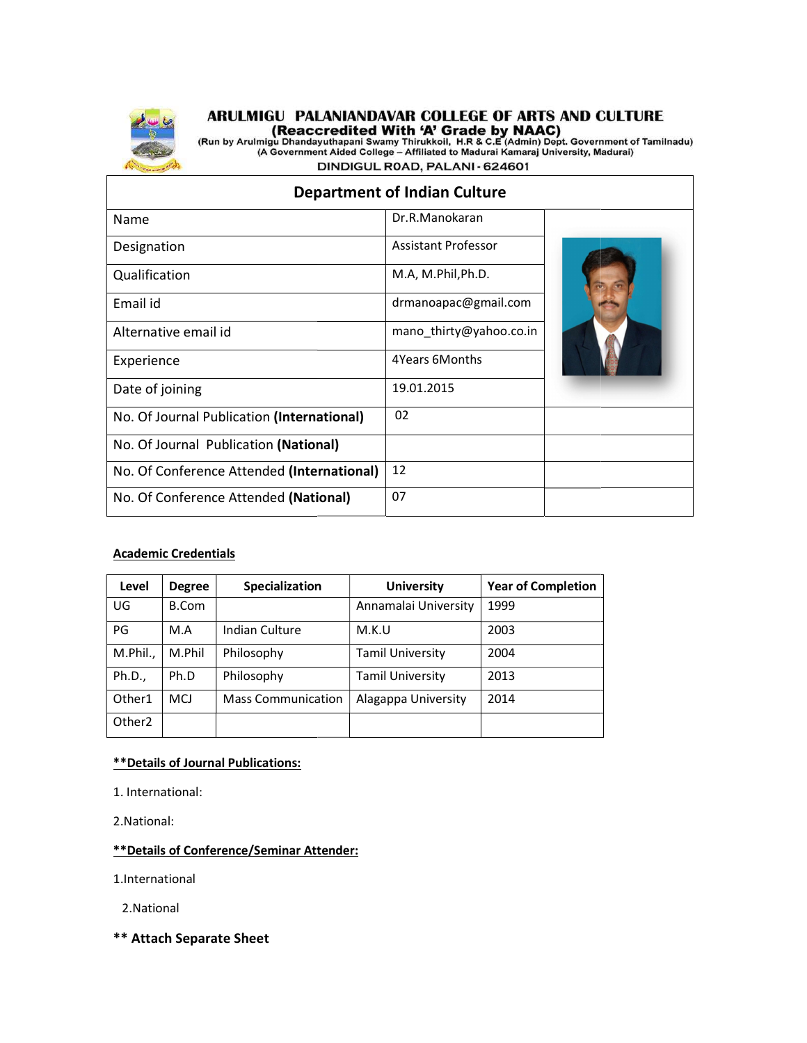# ARULMIGU PALANIANDAVAR COLLEGE OF ARTS AND CULTURE

**(Reaccredited With 'A' Grade by NAAC)**

(Run by Arulmigu Dhandayuthapani Swamy Thirukkoil, H.R & C.E (Admin) Dept. Government of Tamilnadu)
(A Government Aided College – Affiliated to Madurai Kamaraj University, Madurai)

DINDIGUL ROAD, PALANI - 624601

## Department of Indian Culture

| | |
|---|---|
| Name | Dr.R.Manokaran |
| Designation | Assistant Professor |
| Qualification | M.A, M.Phil,Ph.D. |
| Email id | drmanoapac@gmail.com |
| Alternative email id | mano_thirty@yahoo.co.in |
| Experience | 4Years 6Months |
| Date of joining | 19.01.2015 |
| No. Of Journal Publication **(International)** | 02 |
| No. Of Journal Publication **(National)** | |
| No. Of Conference Attended **(International)** | 12 |
| No. Of Conference Attended **(National)** | 07 |

**Academic Credentials**

| Level | Degree | Specialization | University | Year of Completion |
|---|---|---|---|---|
| UG | B.Com | | Annamalai University | 1999 |
| PG | M.A | Indian Culture | M.K.U | 2003 |
| M.Phil., | M.Phil | Philosophy | Tamil University | 2004 |
| Ph.D., | Ph.D | Philosophy | Tamil University | 2013 |
| Other1 | MCJ | Mass Communication | Alagappa University | 2014 |
| Other2 | | | | |

****Details of Journal Publications:**

1. International:

2.National:

****Details of Conference/Seminar Attender:**

1.International

2.National

**\*\* Attach Separate Sheet**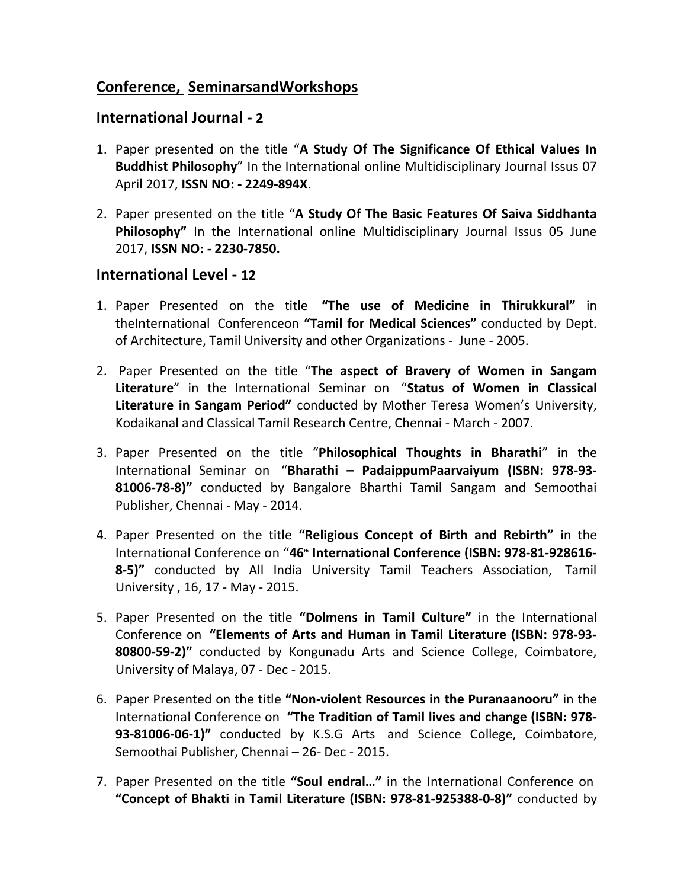## Conference, SeminarsandWorkshops

### International Journal - 2

1. Paper presented on the title "**A Study Of The Significance Of Ethical Values In Buddhist Philosophy**" In the International online Multidisciplinary Journal Issus 07 April 2017, **ISSN NO: - 2249-894X**.
2. Paper presented on the title "**A Study Of The Basic Features Of Saiva Siddhanta Philosophy"** In the International online Multidisciplinary Journal Issus 05 June 2017, **ISSN NO: - 2230-7850.**

### International Level - 12

1. Paper Presented on the title **"The use of Medicine in Thirukkural"** in theInternational Conferenceon **"Tamil for Medical Sciences"** conducted by Dept. of Architecture, Tamil University and other Organizations - June - 2005.
2. Paper Presented on the title "**The aspect of Bravery of Women in Sangam Literature**" in the International Seminar on "**Status of Women in Classical Literature in Sangam Period"** conducted by Mother Teresa Women's University, Kodaikanal and Classical Tamil Research Centre, Chennai - March - 2007.
3. Paper Presented on the title "**Philosophical Thoughts in Bharathi**" in the International Seminar on "**Bharathi – PadaippumPaarvaiyum (ISBN: 978-93-81006-78-8)"** conducted by Bangalore Bharthi Tamil Sangam and Semoothai Publisher, Chennai - May - 2014.
4. Paper Presented on the title **"Religious Concept of Birth and Rebirth"** in the International Conference on "**46th International Conference (ISBN: 978-81-928616-8-5)"** conducted by All India University Tamil Teachers Association, Tamil University , 16, 17 - May - 2015.
5. Paper Presented on the title **"Dolmens in Tamil Culture"** in the International Conference on **"Elements of Arts and Human in Tamil Literature (ISBN: 978-93-80800-59-2)"** conducted by Kongunadu Arts and Science College, Coimbatore, University of Malaya, 07 - Dec - 2015.
6. Paper Presented on the title **"Non-violent Resources in the Puranaanooru"** in the International Conference on **"The Tradition of Tamil lives and change (ISBN: 978-93-81006-06-1)"** conducted by K.S.G Arts and Science College, Coimbatore, Semoothai Publisher, Chennai – 26- Dec - 2015.
7. Paper Presented on the title **"Soul endral…"** in the International Conference on **"Concept of Bhakti in Tamil Literature (ISBN: 978-81-925388-0-8)"** conducted by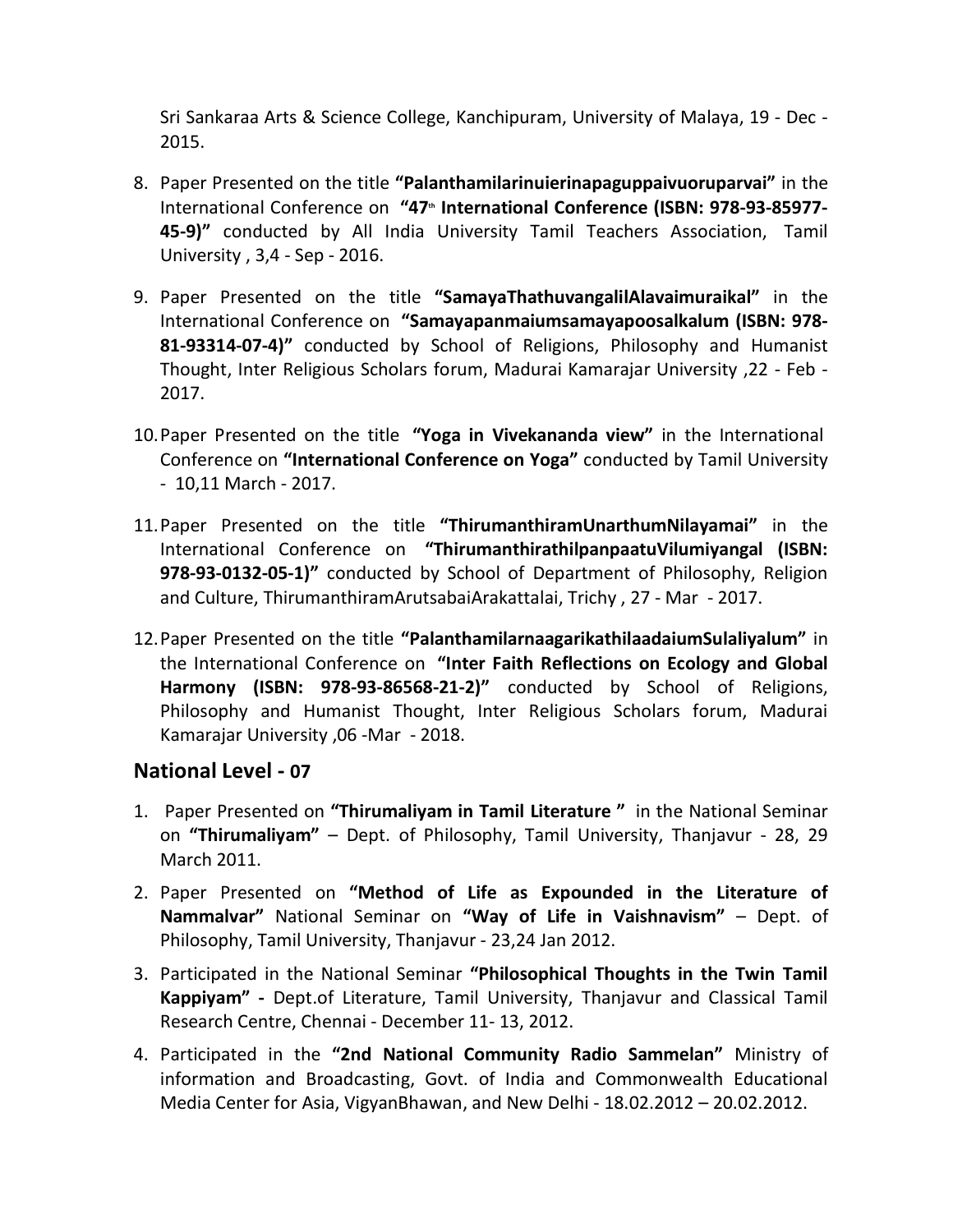Sri Sankaraa Arts & Science College, Kanchipuram, University of Malaya, 19 - Dec - 2015.

8. Paper Presented on the title **"Palanthamilarinuierinapaguppaivuoruparvai"** in the International Conference on **"47th International Conference (ISBN: 978-93-85977-45-9)"** conducted by All India University Tamil Teachers Association, Tamil University , 3,4 - Sep - 2016.

9. Paper Presented on the title **"SamayaThathuvangalilAlavaimuraikal"** in the International Conference on **"Samayapanmaiumsamayapoosalkalum (ISBN: 978-81-93314-07-4)"** conducted by School of Religions, Philosophy and Humanist Thought, Inter Religious Scholars forum, Madurai Kamarajar University ,22 - Feb - 2017.

10. Paper Presented on the title **"Yoga in Vivekananda view"** in the International Conference on **"International Conference on Yoga"** conducted by Tamil University - 10,11 March - 2017.

11. Paper Presented on the title **"ThirumanthiramUnarthumNilayamai"** in the International Conference on **"ThirumanthirathilpanpaatuVilumiyangal (ISBN: 978-93-0132-05-1)"** conducted by School of Department of Philosophy, Religion and Culture, ThirumanthiramArutsabaiArakattalai, Trichy , 27 - Mar - 2017.

12. Paper Presented on the title **"PalanthamilarnaagarikathilaadaiumSulaliyalum"** in the International Conference on **"Inter Faith Reflections on Ecology and Global Harmony (ISBN: 978-93-86568-21-2)"** conducted by School of Religions, Philosophy and Humanist Thought, Inter Religious Scholars forum, Madurai Kamarajar University ,06 -Mar - 2018.

## National Level - 07

1. Paper Presented on **"Thirumaliyam in Tamil Literature "** in the National Seminar on **"Thirumaliyam"** – Dept. of Philosophy, Tamil University, Thanjavur - 28, 29 March 2011.

2. Paper Presented on **"Method of Life as Expounded in the Literature of Nammalvar"** National Seminar on **"Way of Life in Vaishnavism"** – Dept. of Philosophy, Tamil University, Thanjavur - 23,24 Jan 2012.

3. Participated in the National Seminar **"Philosophical Thoughts in the Twin Tamil Kappiyam" -** Dept.of Literature, Tamil University, Thanjavur and Classical Tamil Research Centre, Chennai - December 11- 13, 2012.

4. Participated in the **"2nd National Community Radio Sammelan"** Ministry of information and Broadcasting, Govt. of India and Commonwealth Educational Media Center for Asia, VigyanBhawan, and New Delhi - 18.02.2012 – 20.02.2012.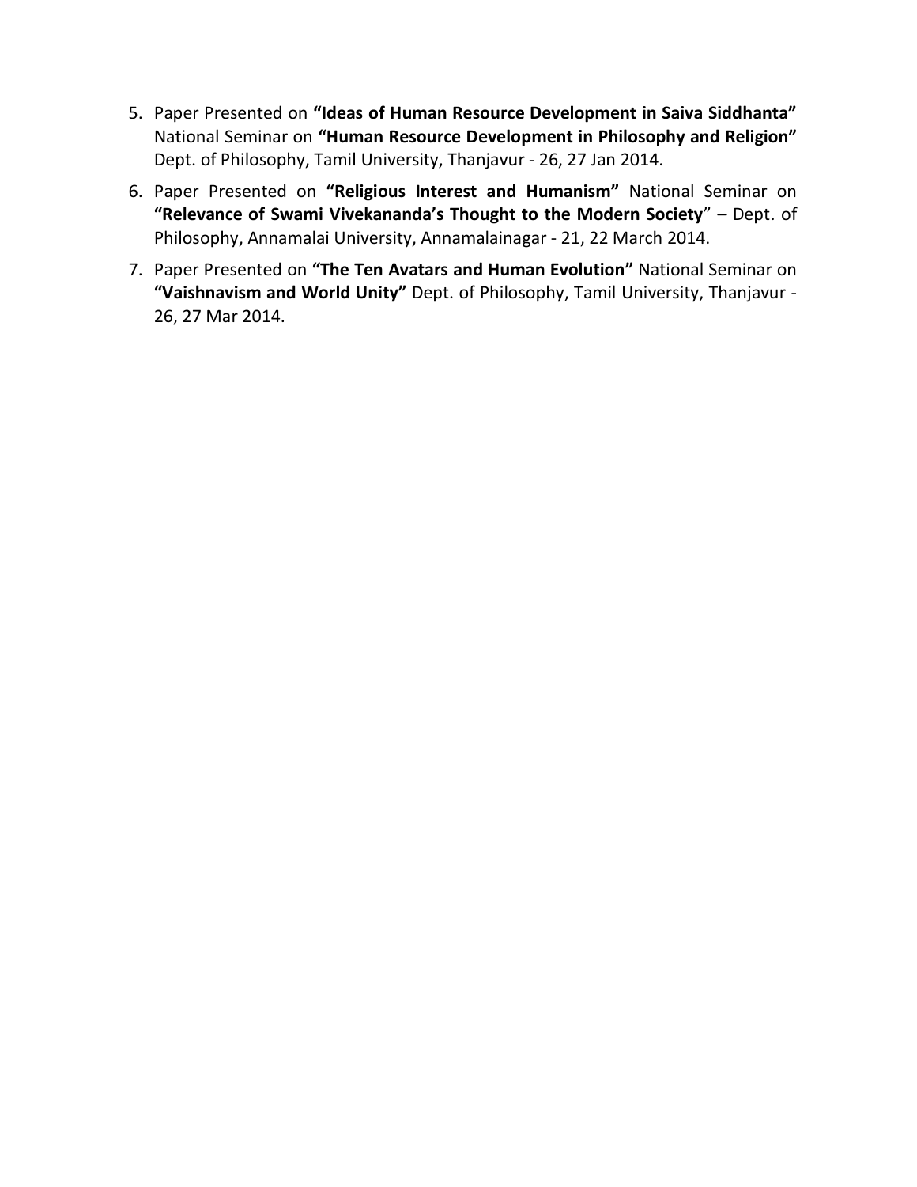5. Paper Presented on **"Ideas of Human Resource Development in Saiva Siddhanta"** National Seminar on **"Human Resource Development in Philosophy and Religion"** Dept. of Philosophy, Tamil University, Thanjavur - 26, 27 Jan 2014.
6. Paper Presented on **"Religious Interest and Humanism"** National Seminar on **"Relevance of Swami Vivekananda's Thought to the Modern Society**" – Dept. of Philosophy, Annamalai University, Annamalainagar - 21, 22 March 2014.
7. Paper Presented on **"The Ten Avatars and Human Evolution"** National Seminar on **"Vaishnavism and World Unity"** Dept. of Philosophy, Tamil University, Thanjavur - 26, 27 Mar 2014.